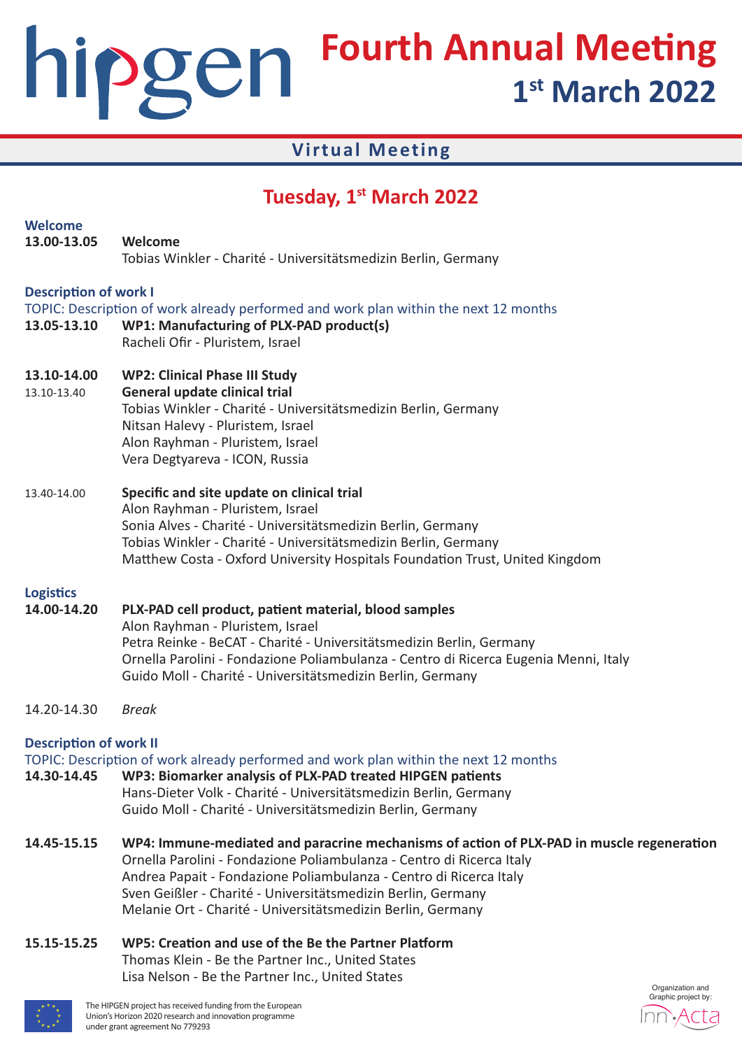# hipgen Fourth Annual Meeting

## 1st March 2022

**Virtual Meeting**

## Tuesday, 1st March 2022

### Welcome

**13.00-13.05** **Welcome**
Tobias Winkler - Charité - Universitätsmedizin Berlin, Germany

### Description of work I

TOPIC: Description of work already performed and work plan within the next 12 months

**13.05-13.10** **WP1: Manufacturing of PLX-PAD product(s)**
Racheli Ofir - Pluristem, Israel

**13.10-14.00** **WP2: Clinical Phase III Study**

13.10-13.40 **General update clinical trial**
Tobias Winkler - Charité - Universitätsmedizin Berlin, Germany
Nitsan Halevy - Pluristem, Israel
Alon Rayhman - Pluristem, Israel
Vera Degtyareva - ICON, Russia

13.40-14.00 **Specific and site update on clinical trial**
Alon Rayhman - Pluristem, Israel
Sonia Alves - Charité - Universitätsmedizin Berlin, Germany
Tobias Winkler - Charité - Universitätsmedizin Berlin, Germany
Matthew Costa - Oxford University Hospitals Foundation Trust, United Kingdom

### Logistics

**14.00-14.20** **PLX-PAD cell product, patient material, blood samples**
Alon Rayhman - Pluristem, Israel
Petra Reinke - BeCAT - Charité - Universitätsmedizin Berlin, Germany
Ornella Parolini - Fondazione Poliambulanza - Centro di Ricerca Eugenia Menni, Italy
Guido Moll - Charité - Universitätsmedizin Berlin, Germany

14.20-14.30 *Break*

### Description of work II

TOPIC: Description of work already performed and work plan within the next 12 months

**14.30-14.45** **WP3: Biomarker analysis of PLX-PAD treated HIPGEN patients**
Hans-Dieter Volk - Charité - Universitätsmedizin Berlin, Germany
Guido Moll - Charité - Universitätsmedizin Berlin, Germany

**14.45-15.15** **WP4: Immune-mediated and paracrine mechanisms of action of PLX-PAD in muscle regeneration**
Ornella Parolini - Fondazione Poliambulanza - Centro di Ricerca Italy
Andrea Papait - Fondazione Poliambulanza - Centro di Ricerca Italy
Sven Geißler - Charité - Universitätsmedizin Berlin, Germany
Melanie Ort - Charité - Universitätsmedizin Berlin, Germany

**15.15-15.25** **WP5: Creation and use of the Be the Partner Platform**
Thomas Klein - Be the Partner Inc., United States
Lisa Nelson - Be the Partner Inc., United States

The HIPGEN project has received funding from the European Union's Horizon 2020 research and innovation programme under grant agreement No 779293

Organization and Graphic project by: InnActa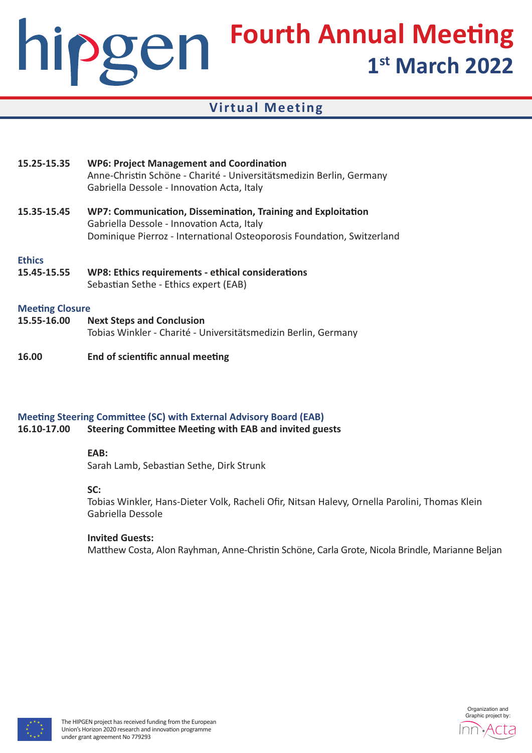# hipgen Fourth Annual Meeting 1st March 2022

## Virtual Meeting

**15.25-15.35** **WP6: Project Management and Coordination**
Anne-Christin Schöne - Charité - Universitätsmedizin Berlin, Germany
Gabriella Dessole - Innovation Acta, Italy

**15.35-15.45** **WP7: Communication, Dissemination, Training and Exploitation**
Gabriella Dessole - Innovation Acta, Italy
Dominique Pierroz - International Osteoporosis Foundation, Switzerland

### Ethics

**15.45-15.55** **WP8: Ethics requirements - ethical considerations**
Sebastian Sethe - Ethics expert (EAB)

### Meeting Closure

**15.55-16.00** **Next Steps and Conclusion**
Tobias Winkler - Charité - Universitätsmedizin Berlin, Germany

**16.00** **End of scientific annual meeting**

### Meeting Steering Committee (SC) with External Advisory Board (EAB)

**16.10-17.00** **Steering Committee Meeting with EAB and invited guests**

**EAB:**
Sarah Lamb, Sebastian Sethe, Dirk Strunk

**SC:**
Tobias Winkler, Hans-Dieter Volk, Racheli Ofir, Nitsan Halevy, Ornella Parolini, Thomas Klein
Gabriella Dessole

**Invited Guests:**
Matthew Costa, Alon Rayhman, Anne-Christin Schöne, Carla Grote, Nicola Brindle, Marianne Beljan

The HIPGEN project has received funding from the European Union's Horizon 2020 research and innovation programme under grant agreement No 779293

Organization and Graphic project by: Inn·Acta